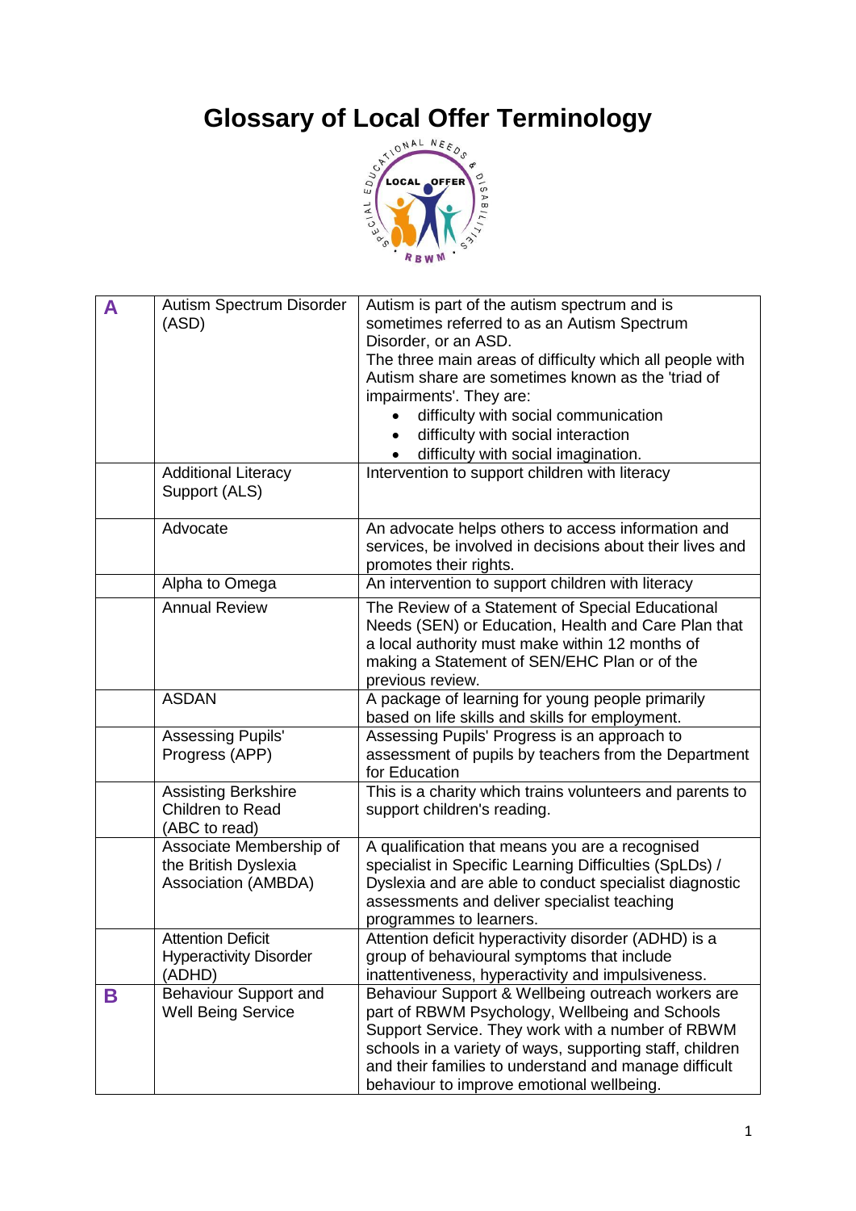# Glossary of Local Offer Terminology

| | | |
|---|---|---|
| **A** | Autism Spectrum Disorder (ASD) | Autism is part of the autism spectrum and is sometimes referred to as an Autism Spectrum Disorder, or an ASD.<br>The three main areas of difficulty which all people with Autism share are sometimes known as the 'triad of impairments'. They are:<br>• difficulty with social communication<br>• difficulty with social interaction<br>• difficulty with social imagination. |
| | Additional Literacy Support (ALS) | Intervention to support children with literacy |
| | Advocate | An advocate helps others to access information and services, be involved in decisions about their lives and promotes their rights. |
| | Alpha to Omega | An intervention to support children with literacy |
| | Annual Review | The Review of a Statement of Special Educational Needs (SEN) or Education, Health and Care Plan that a local authority must make within 12 months of making a Statement of SEN/EHC Plan or of the previous review. |
| | ASDAN | A package of learning for young people primarily based on life skills and skills for employment. |
| | Assessing Pupils' Progress (APP) | Assessing Pupils' Progress is an approach to assessment of pupils by teachers from the Department for Education |
| | Assisting Berkshire Children to Read (ABC to read) | This is a charity which trains volunteers and parents to support children's reading. |
| | Associate Membership of the British Dyslexia Association (AMBDA) | A qualification that means you are a recognised specialist in Specific Learning Difficulties (SpLDs) / Dyslexia and are able to conduct specialist diagnostic assessments and deliver specialist teaching programmes to learners. |
| | Attention Deficit Hyperactivity Disorder (ADHD) | Attention deficit hyperactivity disorder (ADHD) is a group of behavioural symptoms that include inattentiveness, hyperactivity and impulsiveness. |
| **B** | Behaviour Support and Well Being Service | Behaviour Support & Wellbeing outreach workers are part of RBWM Psychology, Wellbeing and Schools Support Service. They work with a number of RBWM schools in a variety of ways, supporting staff, children and their families to understand and manage difficult behaviour to improve emotional wellbeing. |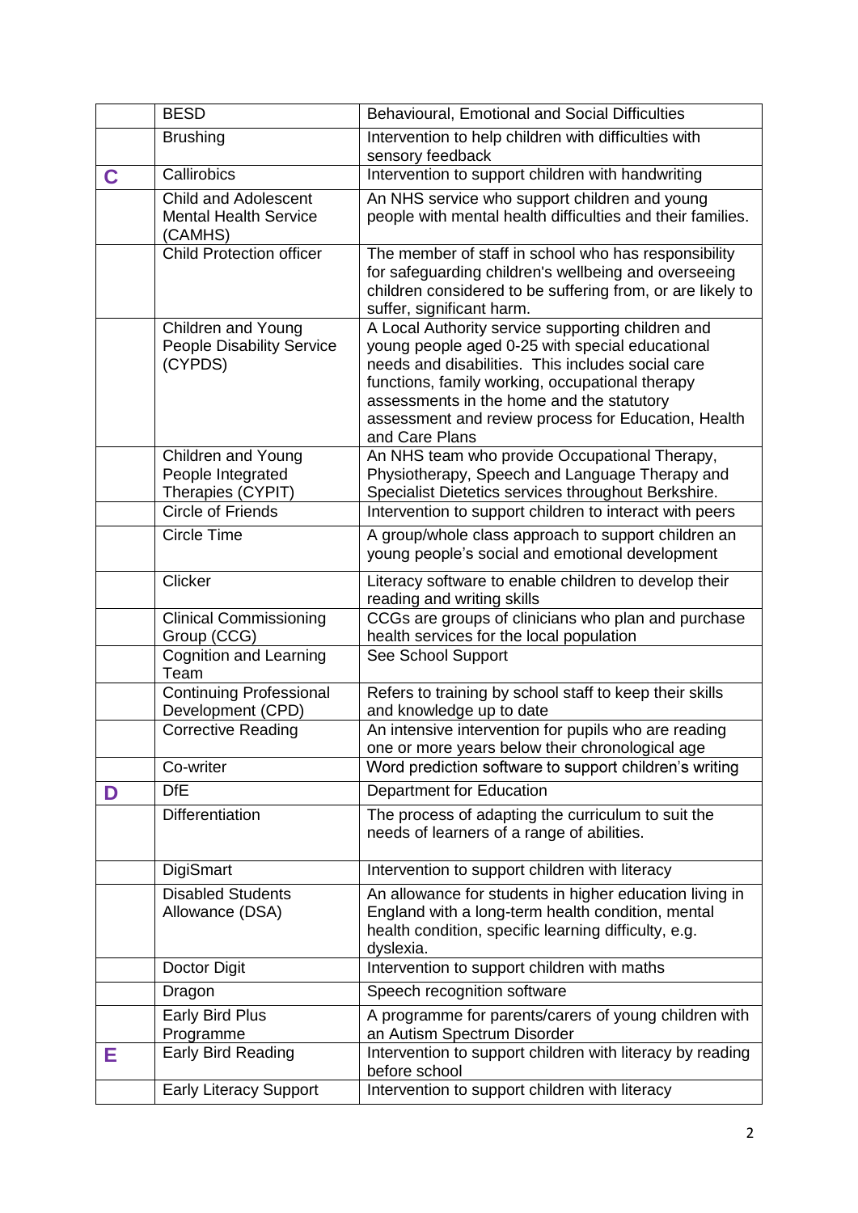| | | |
|---|---|---|
| | BESD | Behavioural, Emotional and Social Difficulties |
| | Brushing | Intervention to help children with difficulties with sensory feedback |
| **C** | Callirobics | Intervention to support children with handwriting |
| | Child and Adolescent Mental Health Service (CAMHS) | An NHS service who support children and young people with mental health difficulties and their families. |
| | Child Protection officer | The member of staff in school who has responsibility for safeguarding children's wellbeing and overseeing children considered to be suffering from, or are likely to suffer, significant harm. |
| | Children and Young People Disability Service (CYPDS) | A Local Authority service supporting children and young people aged 0-25 with special educational needs and disabilities. This includes social care functions, family working, occupational therapy assessments in the home and the statutory assessment and review process for Education, Health and Care Plans |
| | Children and Young People Integrated Therapies (CYPIT) | An NHS team who provide Occupational Therapy, Physiotherapy, Speech and Language Therapy and Specialist Dietetics services throughout Berkshire. |
| | Circle of Friends | Intervention to support children to interact with peers |
| | Circle Time | A group/whole class approach to support children an young people's social and emotional development |
| | Clicker | Literacy software to enable children to develop their reading and writing skills |
| | Clinical Commissioning Group (CCG) | CCGs are groups of clinicians who plan and purchase health services for the local population |
| | Cognition and Learning Team | See School Support |
| | Continuing Professional Development (CPD) | Refers to training by school staff to keep their skills and knowledge up to date |
| | Corrective Reading | An intensive intervention for pupils who are reading one or more years below their chronological age |
| | Co-writer | Word prediction software to support children's writing |
| **D** | DfE | Department for Education |
| | Differentiation | The process of adapting the curriculum to suit the needs of learners of a range of abilities. |
| | DigiSmart | Intervention to support children with literacy |
| | Disabled Students Allowance (DSA) | An allowance for students in higher education living in England with a long-term health condition, mental health condition, specific learning difficulty, e.g. dyslexia. |
| | Doctor Digit | Intervention to support children with maths |
| | Dragon | Speech recognition software |
| | Early Bird Plus Programme | A programme for parents/carers of young children with an Autism Spectrum Disorder |
| **E** | Early Bird Reading | Intervention to support children with literacy by reading before school |
| | Early Literacy Support | Intervention to support children with literacy |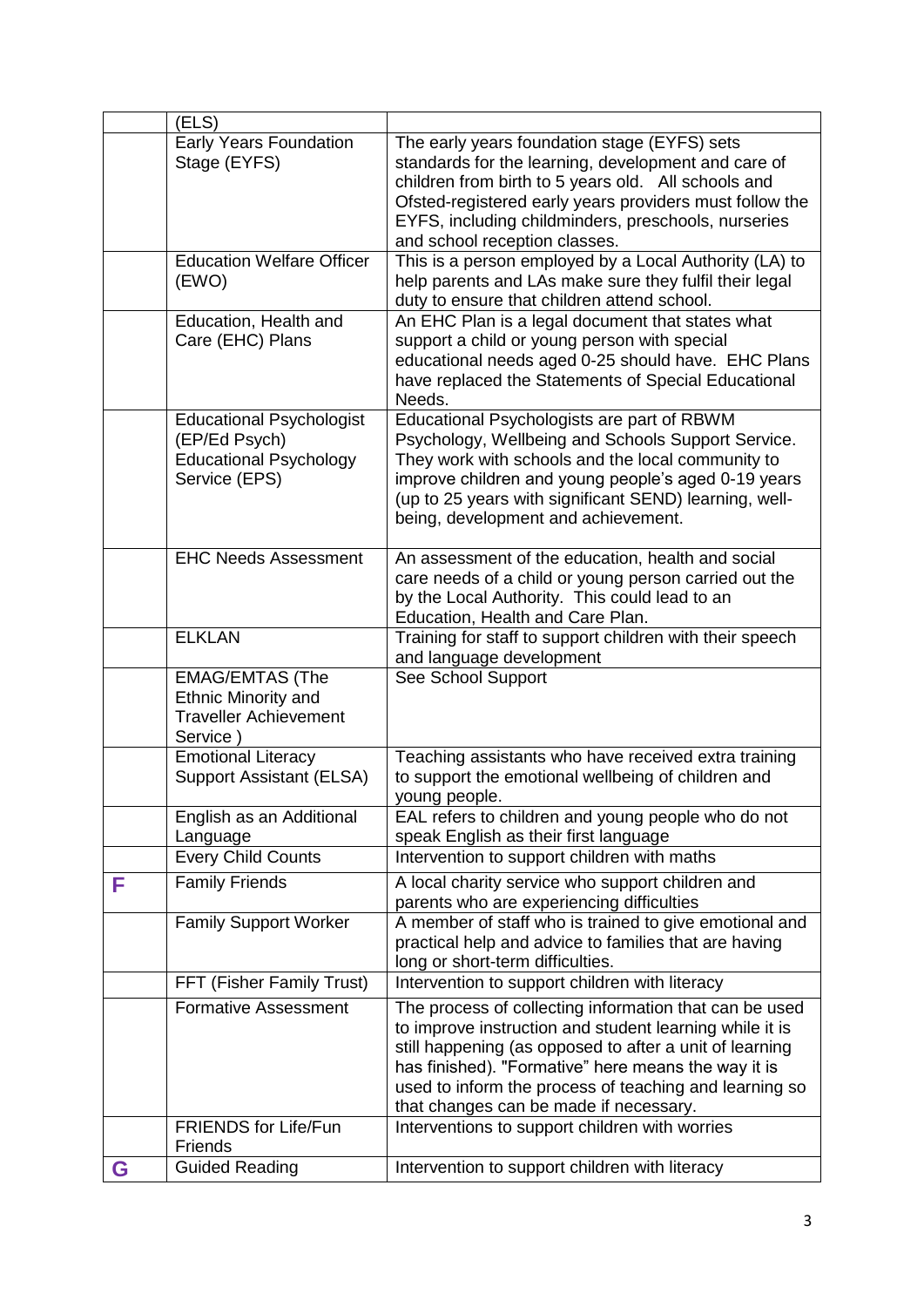| | | |
|---|---|---|
| | (ELS) | |
| | Early Years Foundation Stage (EYFS) | The early years foundation stage (EYFS) sets standards for the learning, development and care of children from birth to 5 years old. All schools and Ofsted-registered early years providers must follow the EYFS, including childminders, preschools, nurseries and school reception classes. |
| | Education Welfare Officer (EWO) | This is a person employed by a Local Authority (LA) to help parents and LAs make sure they fulfil their legal duty to ensure that children attend school. |
| | Education, Health and Care (EHC) Plans | An EHC Plan is a legal document that states what support a child or young person with special educational needs aged 0-25 should have. EHC Plans have replaced the Statements of Special Educational Needs. |
| | Educational Psychologist (EP/Ed Psych) Educational Psychology Service (EPS) | Educational Psychologists are part of RBWM Psychology, Wellbeing and Schools Support Service. They work with schools and the local community to improve children and young people's aged 0-19 years (up to 25 years with significant SEND) learning, well-being, development and achievement. |
| | EHC Needs Assessment | An assessment of the education, health and social care needs of a child or young person carried out the by the Local Authority. This could lead to an Education, Health and Care Plan. |
| | ELKLAN | Training for staff to support children with their speech and language development |
| | EMAG/EMTAS (The Ethnic Minority and Traveller Achievement Service ) | See School Support |
| | Emotional Literacy Support Assistant (ELSA) | Teaching assistants who have received extra training to support the emotional wellbeing of children and young people. |
| | English as an Additional Language | EAL refers to children and young people who do not speak English as their first language |
| | Every Child Counts | Intervention to support children with maths |
| **F** | Family Friends | A local charity service who support children and parents who are experiencing difficulties |
| | Family Support Worker | A member of staff who is trained to give emotional and practical help and advice to families that are having long or short-term difficulties. |
| | FFT (Fisher Family Trust) | Intervention to support children with literacy |
| | Formative Assessment | The process of collecting information that can be used to improve instruction and student learning while it is still happening (as opposed to after a unit of learning has finished). "Formative" here means the way it is used to inform the process of teaching and learning so that changes can be made if necessary. |
| | FRIENDS for Life/Fun Friends | Interventions to support children with worries |
| **G** | Guided Reading | Intervention to support children with literacy |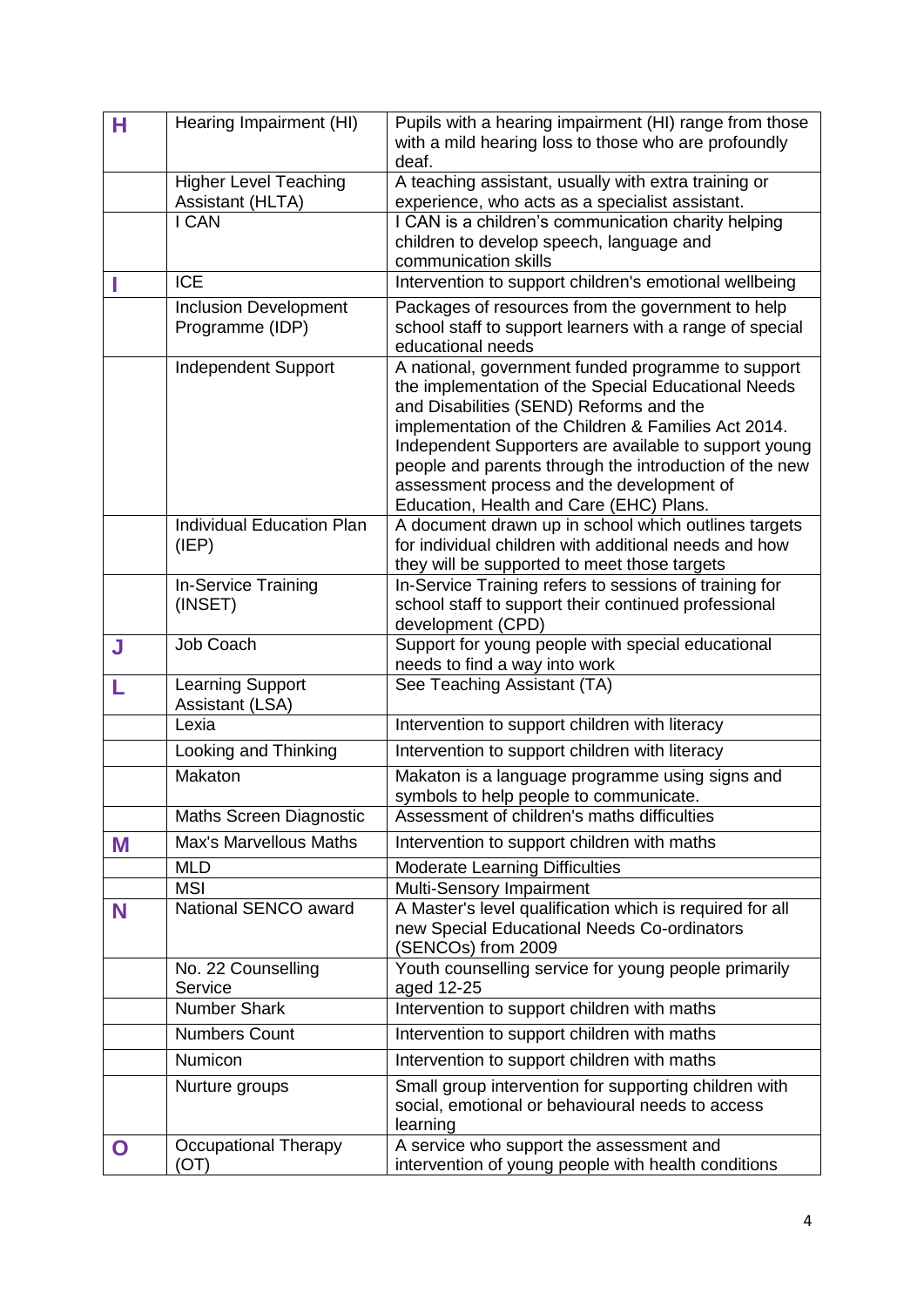| | | |
|---|---|---|
| **H** | Hearing Impairment (HI) | Pupils with a hearing impairment (HI) range from those with a mild hearing loss to those who are profoundly deaf. |
| | Higher Level Teaching Assistant (HLTA) | A teaching assistant, usually with extra training or experience, who acts as a specialist assistant. |
| | I CAN | I CAN is a children's communication charity helping children to develop speech, language and communication skills |
| **I** | ICE | Intervention to support children's emotional wellbeing |
| | Inclusion Development Programme (IDP) | Packages of resources from the government to help school staff to support learners with a range of special educational needs |
| | Independent Support | A national, government funded programme to support the implementation of the Special Educational Needs and Disabilities (SEND) Reforms and the implementation of the Children & Families Act 2014. Independent Supporters are available to support young people and parents through the introduction of the new assessment process and the development of Education, Health and Care (EHC) Plans. |
| | Individual Education Plan (IEP) | A document drawn up in school which outlines targets for individual children with additional needs and how they will be supported to meet those targets |
| | In-Service Training (INSET) | In-Service Training refers to sessions of training for school staff to support their continued professional development (CPD) |
| **J** | Job Coach | Support for young people with special educational needs to find a way into work |
| **L** | Learning Support Assistant (LSA) | See Teaching Assistant (TA) |
| | Lexia | Intervention to support children with literacy |
| | Looking and Thinking | Intervention to support children with literacy |
| | Makaton | Makaton is a language programme using signs and symbols to help people to communicate. |
| | Maths Screen Diagnostic | Assessment of children's maths difficulties |
| **M** | Max's Marvellous Maths | Intervention to support children with maths |
| | MLD | Moderate Learning Difficulties |
| | MSI | Multi-Sensory Impairment |
| **N** | National SENCO award | A Master's level qualification which is required for all new Special Educational Needs Co-ordinators (SENCOs) from 2009 |
| | No. 22 Counselling Service | Youth counselling service for young people primarily aged 12-25 |
| | Number Shark | Intervention to support children with maths |
| | Numbers Count | Intervention to support children with maths |
| | Numicon | Intervention to support children with maths |
| | Nurture groups | Small group intervention for supporting children with social, emotional or behavioural needs to access learning |
| **O** | Occupational Therapy (OT) | A service who support the assessment and intervention of young people with health conditions |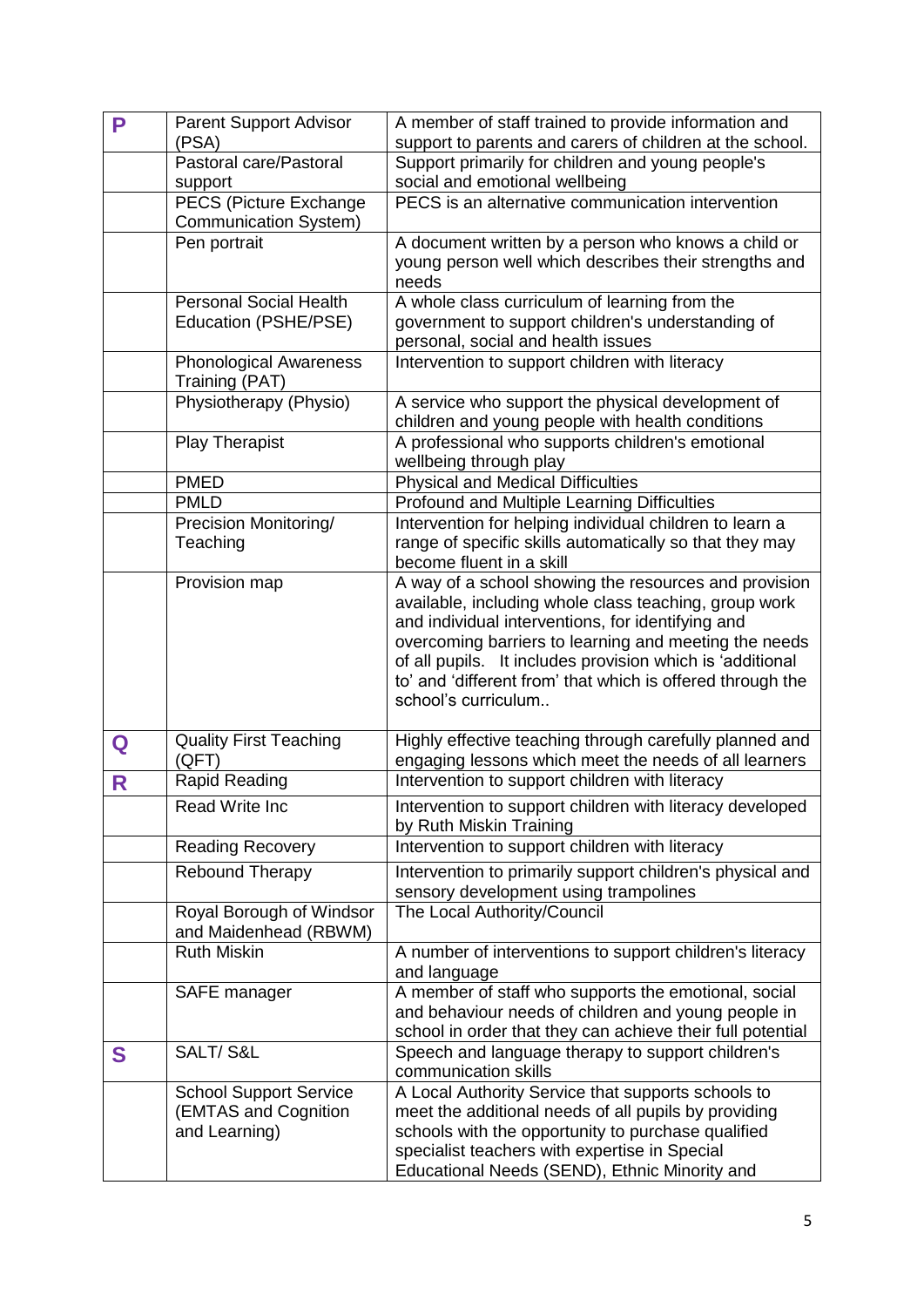| | | |
|---|---|---|
| **P** | Parent Support Advisor (PSA) | A member of staff trained to provide information and support to parents and carers of children at the school. |
| | Pastoral care/Pastoral support | Support primarily for children and young people's social and emotional wellbeing |
| | PECS (Picture Exchange Communication System) | PECS is an alternative communication intervention |
| | Pen portrait | A document written by a person who knows a child or young person well which describes their strengths and needs |
| | Personal Social Health Education (PSHE/PSE) | A whole class curriculum of learning from the government to support children's understanding of personal, social and health issues |
| | Phonological Awareness Training (PAT) | Intervention to support children with literacy |
| | Physiotherapy (Physio) | A service who support the physical development of children and young people with health conditions |
| | Play Therapist | A professional who supports children's emotional wellbeing through play |
| | PMED | Physical and Medical Difficulties |
| | PMLD | Profound and Multiple Learning Difficulties |
| | Precision Monitoring/ Teaching | Intervention for helping individual children to learn a range of specific skills automatically so that they may become fluent in a skill |
| | Provision map | A way of a school showing the resources and provision available, including whole class teaching, group work and individual interventions, for identifying and overcoming barriers to learning and meeting the needs of all pupils. It includes provision which is 'additional to' and 'different from' that which is offered through the school's curriculum.. |
| **Q** | Quality First Teaching (QFT) | Highly effective teaching through carefully planned and engaging lessons which meet the needs of all learners |
| **R** | Rapid Reading | Intervention to support children with literacy |
| | Read Write Inc | Intervention to support children with literacy developed by Ruth Miskin Training |
| | Reading Recovery | Intervention to support children with literacy |
| | Rebound Therapy | Intervention to primarily support children's physical and sensory development using trampolines |
| | Royal Borough of Windsor and Maidenhead (RBWM) | The Local Authority/Council |
| | Ruth Miskin | A number of interventions to support children's literacy and language |
| | SAFE manager | A member of staff who supports the emotional, social and behaviour needs of children and young people in school in order that they can achieve their full potential |
| **S** | SALT/ S&L | Speech and language therapy to support children's communication skills |
| | School Support Service (EMTAS and Cognition and Learning) | A Local Authority Service that supports schools to meet the additional needs of all pupils by providing schools with the opportunity to purchase qualified specialist teachers with expertise in Special Educational Needs (SEND), Ethnic Minority and |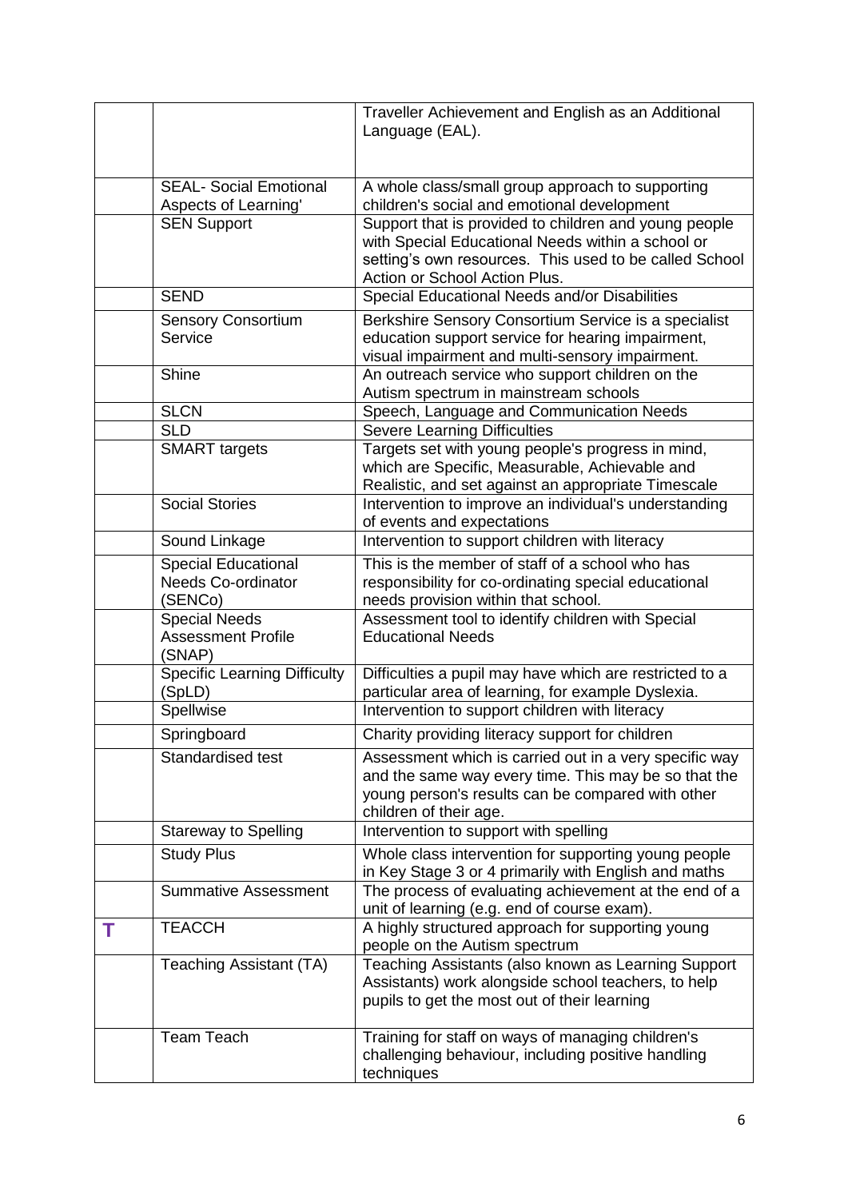| | | |
|---|---|---|
| | | Traveller Achievement and English as an Additional Language (EAL). |
| | SEAL- Social Emotional Aspects of Learning' | A whole class/small group approach to supporting children's social and emotional development |
| | SEN Support | Support that is provided to children and young people with Special Educational Needs within a school or setting's own resources. This used to be called School Action or School Action Plus. |
| | SEND | Special Educational Needs and/or Disabilities |
| | Sensory Consortium Service | Berkshire Sensory Consortium Service is a specialist education support service for hearing impairment, visual impairment and multi-sensory impairment. |
| | Shine | An outreach service who support children on the Autism spectrum in mainstream schools |
| | SLCN | Speech, Language and Communication Needs |
| | SLD | Severe Learning Difficulties |
| | SMART targets | Targets set with young people's progress in mind, which are Specific, Measurable, Achievable and Realistic, and set against an appropriate Timescale |
| | Social Stories | Intervention to improve an individual's understanding of events and expectations |
| | Sound Linkage | Intervention to support children with literacy |
| | Special Educational Needs Co-ordinator (SENCo) | This is the member of staff of a school who has responsibility for co-ordinating special educational needs provision within that school. |
| | Special Needs Assessment Profile (SNAP) | Assessment tool to identify children with Special Educational Needs |
| | Specific Learning Difficulty (SpLD) | Difficulties a pupil may have which are restricted to a particular area of learning, for example Dyslexia. |
| | Spellwise | Intervention to support children with literacy |
| | Springboard | Charity providing literacy support for children |
| | Standardised test | Assessment which is carried out in a very specific way and the same way every time. This may be so that the young person's results can be compared with other children of their age. |
| | Stareway to Spelling | Intervention to support with spelling |
| | Study Plus | Whole class intervention for supporting young people in Key Stage 3 or 4 primarily with English and maths |
| | Summative Assessment | The process of evaluating achievement at the end of a unit of learning (e.g. end of course exam). |
| **T** | TEACCH | A highly structured approach for supporting young people on the Autism spectrum |
| | Teaching Assistant (TA) | Teaching Assistants (also known as Learning Support Assistants) work alongside school teachers, to help pupils to get the most out of their learning |
| | Team Teach | Training for staff on ways of managing children's challenging behaviour, including positive handling techniques |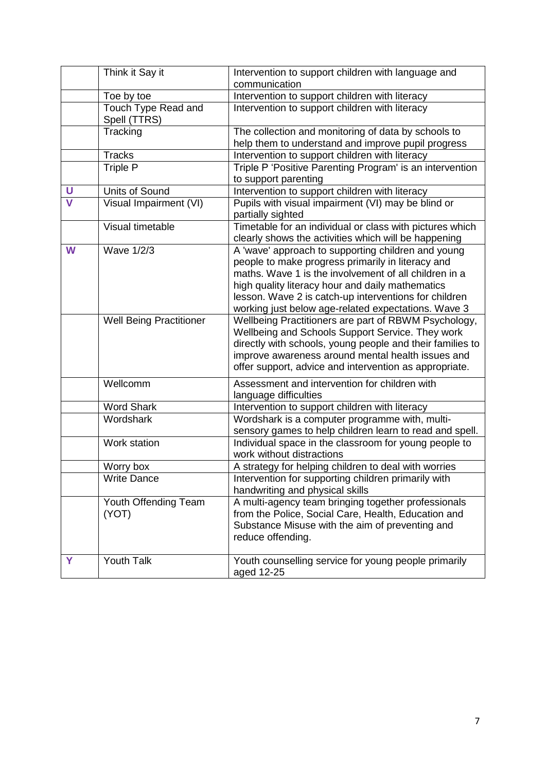| | | |
|---|---|---|
| | Think it Say it | Intervention to support children with language and communication |
| | Toe by toe | Intervention to support children with literacy |
| | Touch Type Read and Spell (TTRS) | Intervention to support children with literacy |
| | Tracking | The collection and monitoring of data by schools to help them to understand and improve pupil progress |
| | Tracks | Intervention to support children with literacy |
| | Triple P | Triple P 'Positive Parenting Program' is an intervention to support parenting |
| **U** | Units of Sound | Intervention to support children with literacy |
| **V** | Visual Impairment (VI) | Pupils with visual impairment (VI) may be blind or partially sighted |
| | Visual timetable | Timetable for an individual or class with pictures which clearly shows the activities which will be happening |
| **W** | Wave 1/2/3 | A 'wave' approach to supporting children and young people to make progress primarily in literacy and maths. Wave 1 is the involvement of all children in a high quality literacy hour and daily mathematics lesson. Wave 2 is catch-up interventions for children working just below age-related expectations. Wave 3 |
| | Well Being Practitioner | Wellbeing Practitioners are part of RBWM Psychology, Wellbeing and Schools Support Service. They work directly with schools, young people and their families to improve awareness around mental health issues and offer support, advice and intervention as appropriate. |
| | Wellcomm | Assessment and intervention for children with language difficulties |
| | Word Shark | Intervention to support children with literacy |
| | Wordshark | Wordshark is a computer programme with, multi-sensory games to help children learn to read and spell. |
| | Work station | Individual space in the classroom for young people to work without distractions |
| | Worry box | A strategy for helping children to deal with worries |
| | Write Dance | Intervention for supporting children primarily with handwriting and physical skills |
| | Youth Offending Team (YOT) | A multi-agency team bringing together professionals from the Police, Social Care, Health, Education and Substance Misuse with the aim of preventing and reduce offending. |
| **Y** | Youth Talk | Youth counselling service for young people primarily aged 12-25 |